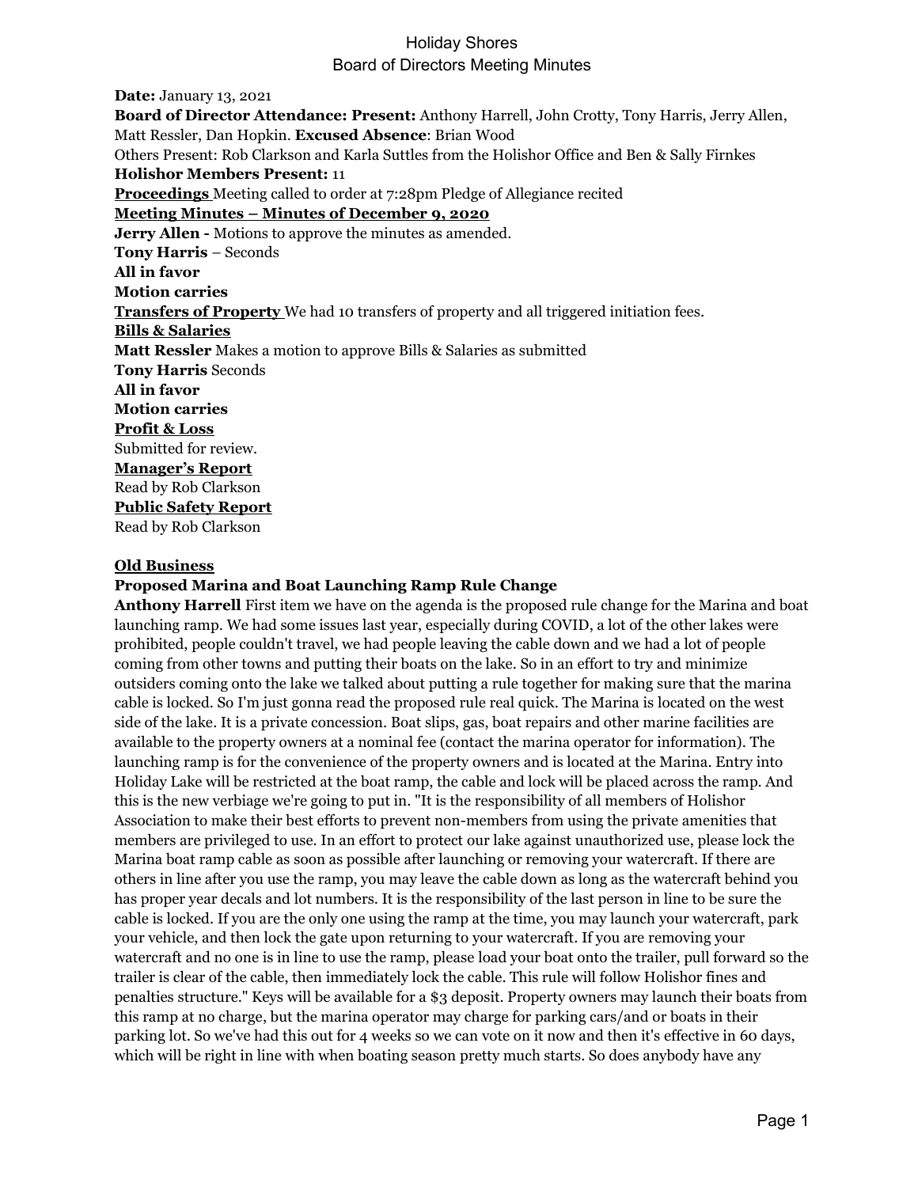# Holiday Shores
## Board of Directors Meeting Minutes

**Date:** January 13, 2021
**Board of Director Attendance: Present:** Anthony Harrell, John Crotty, Tony Harris, Jerry Allen, Matt Ressler, Dan Hopkin. **Excused Absence**: Brian Wood
Others Present: Rob Clarkson and Karla Suttles from the Holishor Office and Ben & Sally Firnkes
**Holishor Members Present:** 11
**Proceedings** Meeting called to order at 7:28pm Pledge of Allegiance recited
**Meeting Minutes – Minutes of December 9, 2020**
**Jerry Allen -** Motions to approve the minutes as amended.
**Tony Harris** – Seconds
**All in favor**
**Motion carries**
**Transfers of Property** We had 10 transfers of property and all triggered initiation fees.
**Bills & Salaries**
**Matt Ressler** Makes a motion to approve Bills & Salaries as submitted
**Tony Harris** Seconds
**All in favor**
**Motion carries**
**Profit & Loss**
Submitted for review.
**Manager's Report**
Read by Rob Clarkson
**Public Safety Report**
Read by Rob Clarkson

**Old Business**
**Proposed Marina and Boat Launching Ramp Rule Change**
**Anthony Harrell** First item we have on the agenda is the proposed rule change for the Marina and boat launching ramp. We had some issues last year, especially during COVID, a lot of the other lakes were prohibited, people couldn't travel, we had people leaving the cable down and we had a lot of people coming from other towns and putting their boats on the lake. So in an effort to try and minimize outsiders coming onto the lake we talked about putting a rule together for making sure that the marina cable is locked. So I'm just gonna read the proposed rule real quick. The Marina is located on the west side of the lake. It is a private concession. Boat slips, gas, boat repairs and other marine facilities are available to the property owners at a nominal fee (contact the marina operator for information). The launching ramp is for the convenience of the property owners and is located at the Marina. Entry into Holiday Lake will be restricted at the boat ramp, the cable and lock will be placed across the ramp. And this is the new verbiage we're going to put in. "It is the responsibility of all members of Holishor Association to make their best efforts to prevent non-members from using the private amenities that members are privileged to use. In an effort to protect our lake against unauthorized use, please lock the Marina boat ramp cable as soon as possible after launching or removing your watercraft. If there are others in line after you use the ramp, you may leave the cable down as long as the watercraft behind you has proper year decals and lot numbers. It is the responsibility of the last person in line to be sure the cable is locked. If you are the only one using the ramp at the time, you may launch your watercraft, park your vehicle, and then lock the gate upon returning to your watercraft. If you are removing your watercraft and no one is in line to use the ramp, please load your boat onto the trailer, pull forward so the trailer is clear of the cable, then immediately lock the cable. This rule will follow Holishor fines and penalties structure." Keys will be available for a $3 deposit. Property owners may launch their boats from this ramp at no charge, but the marina operator may charge for parking cars/and or boats in their parking lot. So we've had this out for 4 weeks so we can vote on it now and then it's effective in 60 days, which will be right in line with when boating season pretty much starts. So does anybody have any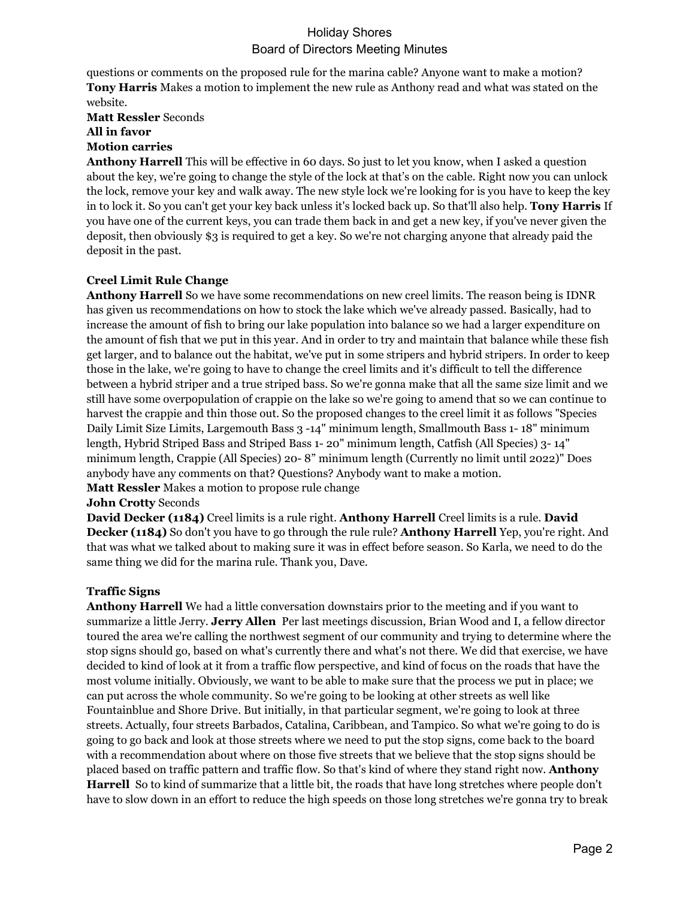questions or comments on the proposed rule for the marina cable? Anyone want to make a motion?
**Tony Harris** Makes a motion to implement the new rule as Anthony read and what was stated on the website.

**Matt Ressler** Seconds

**All in favor**

**Motion carries**

**Anthony Harrell** This will be effective in 60 days. So just to let you know, when I asked a question about the key, we're going to change the style of the lock at that's on the cable. Right now you can unlock the lock, remove your key and walk away. The new style lock we're looking for is you have to keep the key in to lock it. So you can't get your key back unless it's locked back up. So that'll also help. **Tony Harris** If you have one of the current keys, you can trade them back in and get a new key, if you've never given the deposit, then obviously $3 is required to get a key. So we're not charging anyone that already paid the deposit in the past.

**Creel Limit Rule Change**

**Anthony Harrell** So we have some recommendations on new creel limits. The reason being is IDNR has given us recommendations on how to stock the lake which we've already passed. Basically, had to increase the amount of fish to bring our lake population into balance so we had a larger expenditure on the amount of fish that we put in this year. And in order to try and maintain that balance while these fish get larger, and to balance out the habitat, we've put in some stripers and hybrid stripers. In order to keep those in the lake, we're going to have to change the creel limits and it's difficult to tell the difference between a hybrid striper and a true striped bass. So we're gonna make that all the same size limit and we still have some overpopulation of crappie on the lake so we're going to amend that so we can continue to harvest the crappie and thin those out. So the proposed changes to the creel limit it as follows "Species Daily Limit Size Limits, Largemouth Bass 3 -14" minimum length, Smallmouth Bass 1- 18" minimum length, Hybrid Striped Bass and Striped Bass 1- 20" minimum length, Catfish (All Species) 3- 14" minimum length, Crappie (All Species) 20- 8" minimum length (Currently no limit until 2022)" Does anybody have any comments on that? Questions? Anybody want to make a motion.

**Matt Ressler** Makes a motion to propose rule change

**John Crotty** Seconds

**David Decker (1184)** Creel limits is a rule right. **Anthony Harrell** Creel limits is a rule. **David Decker (1184)** So don't you have to go through the rule rule? **Anthony Harrell** Yep, you're right. And that was what we talked about to making sure it was in effect before season. So Karla, we need to do the same thing we did for the marina rule. Thank you, Dave.

**Traffic Signs**

**Anthony Harrell** We had a little conversation downstairs prior to the meeting and if you want to summarize a little Jerry. **Jerry Allen** Per last meetings discussion, Brian Wood and I, a fellow director toured the area we're calling the northwest segment of our community and trying to determine where the stop signs should go, based on what's currently there and what's not there. We did that exercise, we have decided to kind of look at it from a traffic flow perspective, and kind of focus on the roads that have the most volume initially. Obviously, we want to be able to make sure that the process we put in place; we can put across the whole community. So we're going to be looking at other streets as well like Fountainblue and Shore Drive. But initially, in that particular segment, we're going to look at three streets. Actually, four streets Barbados, Catalina, Caribbean, and Tampico. So what we're going to do is going to go back and look at those streets where we need to put the stop signs, come back to the board with a recommendation about where on those five streets that we believe that the stop signs should be placed based on traffic pattern and traffic flow. So that's kind of where they stand right now. **Anthony Harrell** So to kind of summarize that a little bit, the roads that have long stretches where people don't have to slow down in an effort to reduce the high speeds on those long stretches we're gonna try to break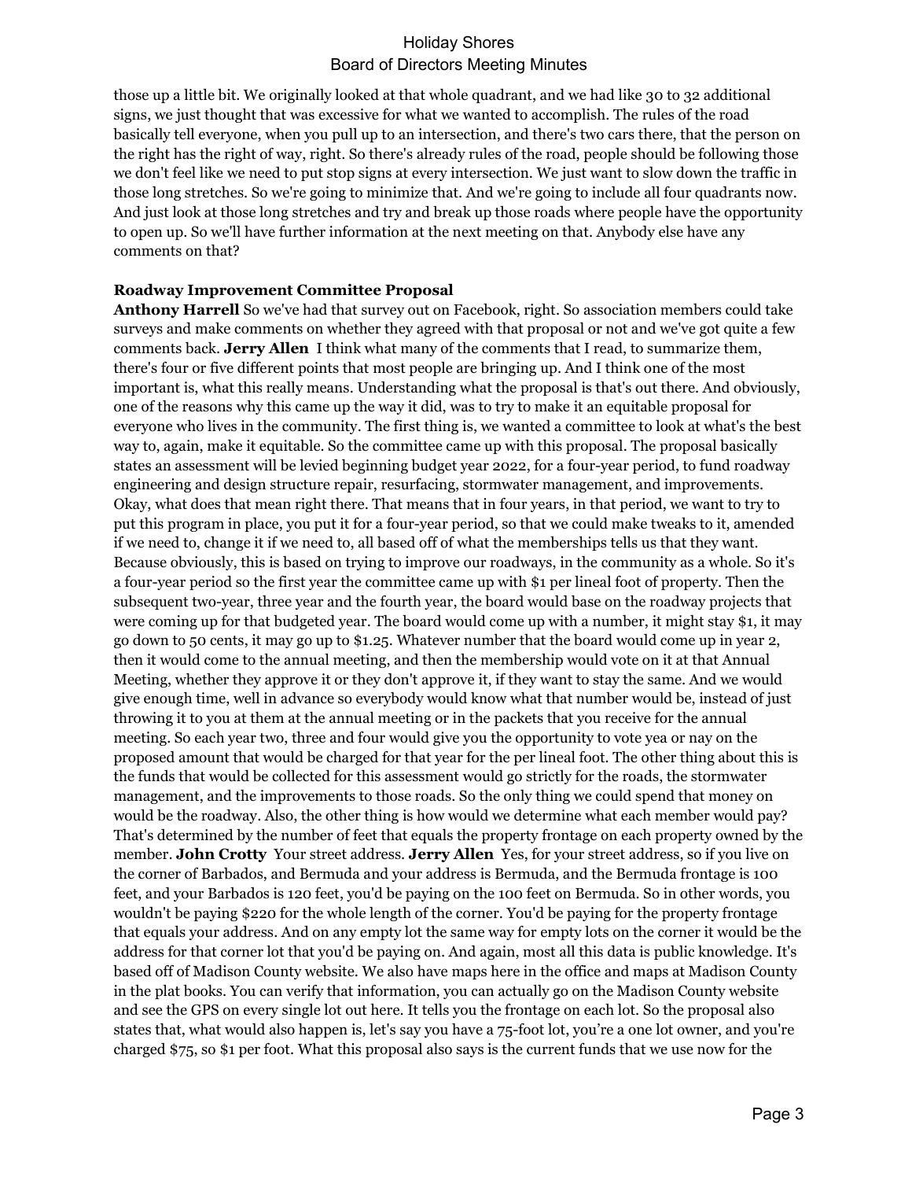those up a little bit. We originally looked at that whole quadrant, and we had like 30 to 32 additional signs, we just thought that was excessive for what we wanted to accomplish. The rules of the road basically tell everyone, when you pull up to an intersection, and there's two cars there, that the person on the right has the right of way, right. So there's already rules of the road, people should be following those we don't feel like we need to put stop signs at every intersection. We just want to slow down the traffic in those long stretches. So we're going to minimize that. And we're going to include all four quadrants now. And just look at those long stretches and try and break up those roads where people have the opportunity to open up. So we'll have further information at the next meeting on that. Anybody else have any comments on that?

**Roadway Improvement Committee Proposal**

**Anthony Harrell** So we've had that survey out on Facebook, right. So association members could take surveys and make comments on whether they agreed with that proposal or not and we've got quite a few comments back. **Jerry Allen** I think what many of the comments that I read, to summarize them, there's four or five different points that most people are bringing up. And I think one of the most important is, what this really means. Understanding what the proposal is that's out there. And obviously, one of the reasons why this came up the way it did, was to try to make it an equitable proposal for everyone who lives in the community. The first thing is, we wanted a committee to look at what's the best way to, again, make it equitable. So the committee came up with this proposal. The proposal basically states an assessment will be levied beginning budget year 2022, for a four-year period, to fund roadway engineering and design structure repair, resurfacing, stormwater management, and improvements. Okay, what does that mean right there. That means that in four years, in that period, we want to try to put this program in place, you put it for a four-year period, so that we could make tweaks to it, amended if we need to, change it if we need to, all based off of what the memberships tells us that they want. Because obviously, this is based on trying to improve our roadways, in the community as a whole. So it's a four-year period so the first year the committee came up with $1 per lineal foot of property. Then the subsequent two-year, three year and the fourth year, the board would base on the roadway projects that were coming up for that budgeted year. The board would come up with a number, it might stay $1, it may go down to 50 cents, it may go up to $1.25. Whatever number that the board would come up in year 2, then it would come to the annual meeting, and then the membership would vote on it at that Annual Meeting, whether they approve it or they don't approve it, if they want to stay the same. And we would give enough time, well in advance so everybody would know what that number would be, instead of just throwing it to you at them at the annual meeting or in the packets that you receive for the annual meeting. So each year two, three and four would give you the opportunity to vote yea or nay on the proposed amount that would be charged for that year for the per lineal foot. The other thing about this is the funds that would be collected for this assessment would go strictly for the roads, the stormwater management, and the improvements to those roads. So the only thing we could spend that money on would be the roadway. Also, the other thing is how would we determine what each member would pay? That's determined by the number of feet that equals the property frontage on each property owned by the member. **John Crotty** Your street address. **Jerry Allen** Yes, for your street address, so if you live on the corner of Barbados, and Bermuda and your address is Bermuda, and the Bermuda frontage is 100 feet, and your Barbados is 120 feet, you'd be paying on the 100 feet on Bermuda. So in other words, you wouldn't be paying $220 for the whole length of the corner. You'd be paying for the property frontage that equals your address. And on any empty lot the same way for empty lots on the corner it would be the address for that corner lot that you'd be paying on. And again, most all this data is public knowledge. It's based off of Madison County website. We also have maps here in the office and maps at Madison County in the plat books. You can verify that information, you can actually go on the Madison County website and see the GPS on every single lot out here. It tells you the frontage on each lot. So the proposal also states that, what would also happen is, let's say you have a 75-foot lot, you're a one lot owner, and you're charged $75, so $1 per foot. What this proposal also says is the current funds that we use now for the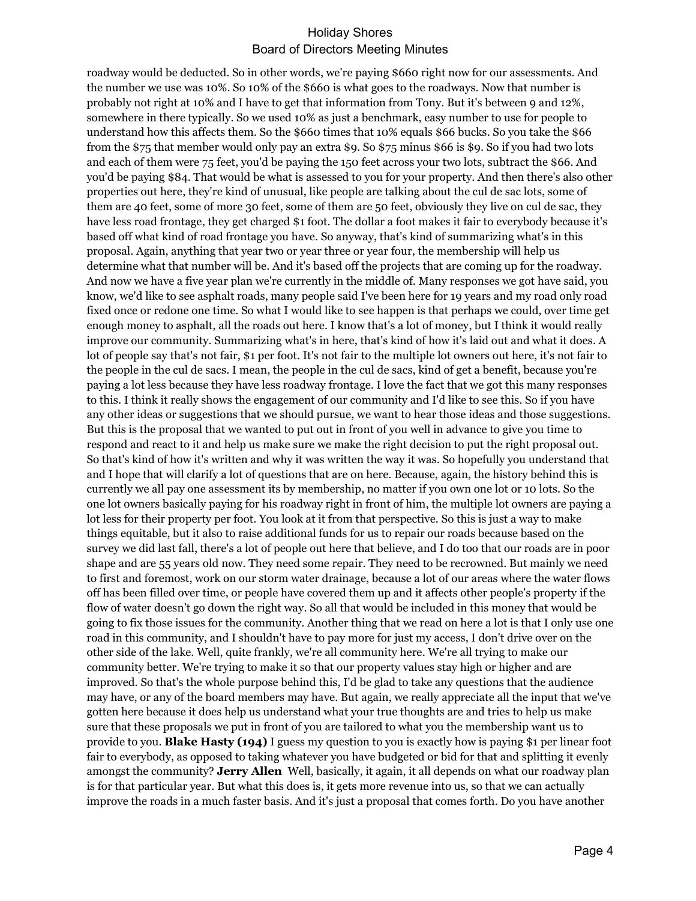roadway would be deducted. So in other words, we're paying $660 right now for our assessments. And the number we use was 10%. So 10% of the $660 is what goes to the roadways. Now that number is probably not right at 10% and I have to get that information from Tony. But it's between 9 and 12%, somewhere in there typically. So we used 10% as just a benchmark, easy number to use for people to understand how this affects them. So the $660 times that 10% equals $66 bucks. So you take the $66 from the $75 that member would only pay an extra $9. So $75 minus $66 is $9. So if you had two lots and each of them were 75 feet, you'd be paying the 150 feet across your two lots, subtract the $66. And you'd be paying $84. That would be what is assessed to you for your property. And then there's also other properties out here, they're kind of unusual, like people are talking about the cul de sac lots, some of them are 40 feet, some of more 30 feet, some of them are 50 feet, obviously they live on cul de sac, they have less road frontage, they get charged $1 foot. The dollar a foot makes it fair to everybody because it's based off what kind of road frontage you have. So anyway, that's kind of summarizing what's in this proposal. Again, anything that year two or year three or year four, the membership will help us determine what that number will be. And it's based off the projects that are coming up for the roadway. And now we have a five year plan we're currently in the middle of. Many responses we got have said, you know, we'd like to see asphalt roads, many people said I've been here for 19 years and my road only road fixed once or redone one time. So what I would like to see happen is that perhaps we could, over time get enough money to asphalt, all the roads out here. I know that's a lot of money, but I think it would really improve our community. Summarizing what's in here, that's kind of how it's laid out and what it does. A lot of people say that's not fair, $1 per foot. It's not fair to the multiple lot owners out here, it's not fair to the people in the cul de sacs. I mean, the people in the cul de sacs, kind of get a benefit, because you're paying a lot less because they have less roadway frontage. I love the fact that we got this many responses to this. I think it really shows the engagement of our community and I'd like to see this. So if you have any other ideas or suggestions that we should pursue, we want to hear those ideas and those suggestions. But this is the proposal that we wanted to put out in front of you well in advance to give you time to respond and react to it and help us make sure we make the right decision to put the right proposal out. So that's kind of how it's written and why it was written the way it was. So hopefully you understand that and I hope that will clarify a lot of questions that are on here. Because, again, the history behind this is currently we all pay one assessment its by membership, no matter if you own one lot or 10 lots. So the one lot owners basically paying for his roadway right in front of him, the multiple lot owners are paying a lot less for their property per foot. You look at it from that perspective. So this is just a way to make things equitable, but it also to raise additional funds for us to repair our roads because based on the survey we did last fall, there's a lot of people out here that believe, and I do too that our roads are in poor shape and are 55 years old now. They need some repair. They need to be recrowned. But mainly we need to first and foremost, work on our storm water drainage, because a lot of our areas where the water flows off has been filled over time, or people have covered them up and it affects other people's property if the flow of water doesn't go down the right way. So all that would be included in this money that would be going to fix those issues for the community. Another thing that we read on here a lot is that I only use one road in this community, and I shouldn't have to pay more for just my access, I don't drive over on the other side of the lake. Well, quite frankly, we're all community here. We're all trying to make our community better. We're trying to make it so that our property values stay high or higher and are improved. So that's the whole purpose behind this, I'd be glad to take any questions that the audience may have, or any of the board members may have. But again, we really appreciate all the input that we've gotten here because it does help us understand what your true thoughts are and tries to help us make sure that these proposals we put in front of you are tailored to what you the membership want us to provide to you. **Blake Hasty (194)** I guess my question to you is exactly how is paying $1 per linear foot fair to everybody, as opposed to taking whatever you have budgeted or bid for that and splitting it evenly amongst the community? **Jerry Allen** Well, basically, it again, it all depends on what our roadway plan is for that particular year. But what this does is, it gets more revenue into us, so that we can actually improve the roads in a much faster basis. And it's just a proposal that comes forth. Do you have another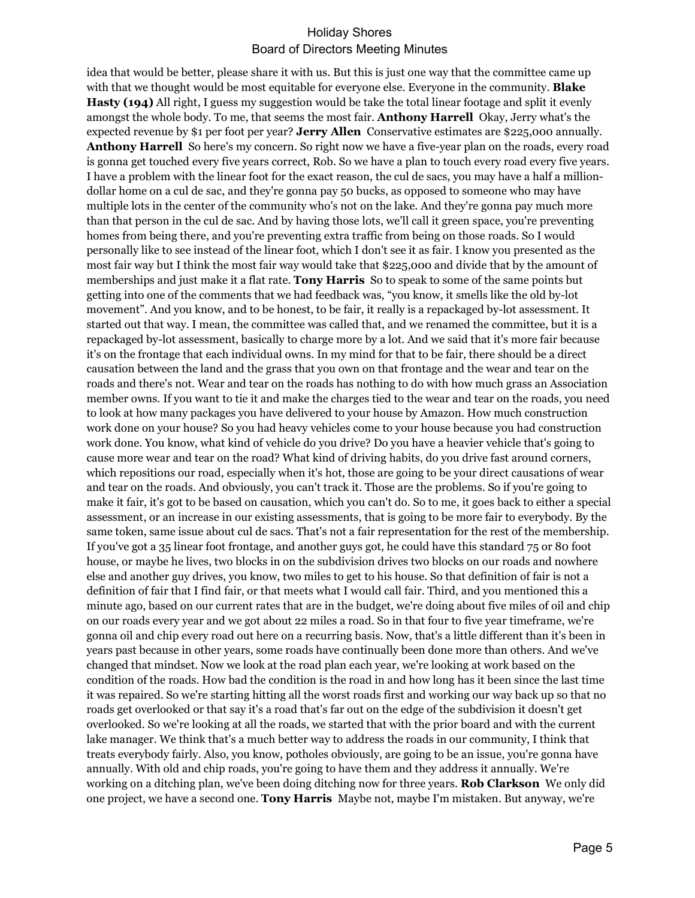idea that would be better, please share it with us. But this is just one way that the committee came up with that we thought would be most equitable for everyone else. Everyone in the community. **Blake Hasty (194)** All right, I guess my suggestion would be take the total linear footage and split it evenly amongst the whole body. To me, that seems the most fair. **Anthony Harrell** Okay, Jerry what's the expected revenue by $1 per foot per year? **Jerry Allen** Conservative estimates are $225,000 annually. **Anthony Harrell** So here's my concern. So right now we have a five-year plan on the roads, every road is gonna get touched every five years correct, Rob. So we have a plan to touch every road every five years. I have a problem with the linear foot for the exact reason, the cul de sacs, you may have a half a million-dollar home on a cul de sac, and they're gonna pay 50 bucks, as opposed to someone who may have multiple lots in the center of the community who's not on the lake. And they're gonna pay much more than that person in the cul de sac. And by having those lots, we'll call it green space, you're preventing homes from being there, and you're preventing extra traffic from being on those roads. So I would personally like to see instead of the linear foot, which I don't see it as fair. I know you presented as the most fair way but I think the most fair way would take that $225,000 and divide that by the amount of memberships and just make it a flat rate. **Tony Harris** So to speak to some of the same points but getting into one of the comments that we had feedback was, "you know, it smells like the old by-lot movement". And you know, and to be honest, to be fair, it really is a repackaged by-lot assessment. It started out that way. I mean, the committee was called that, and we renamed the committee, but it is a repackaged by-lot assessment, basically to charge more by a lot. And we said that it's more fair because it's on the frontage that each individual owns. In my mind for that to be fair, there should be a direct causation between the land and the grass that you own on that frontage and the wear and tear on the roads and there's not. Wear and tear on the roads has nothing to do with how much grass an Association member owns. If you want to tie it and make the charges tied to the wear and tear on the roads, you need to look at how many packages you have delivered to your house by Amazon. How much construction work done on your house? So you had heavy vehicles come to your house because you had construction work done. You know, what kind of vehicle do you drive? Do you have a heavier vehicle that's going to cause more wear and tear on the road? What kind of driving habits, do you drive fast around corners, which repositions our road, especially when it's hot, those are going to be your direct causations of wear and tear on the roads. And obviously, you can't track it. Those are the problems. So if you're going to make it fair, it's got to be based on causation, which you can't do. So to me, it goes back to either a special assessment, or an increase in our existing assessments, that is going to be more fair to everybody. By the same token, same issue about cul de sacs. That's not a fair representation for the rest of the membership. If you've got a 35 linear foot frontage, and another guys got, he could have this standard 75 or 80 foot house, or maybe he lives, two blocks in on the subdivision drives two blocks on our roads and nowhere else and another guy drives, you know, two miles to get to his house. So that definition of fair is not a definition of fair that I find fair, or that meets what I would call fair. Third, and you mentioned this a minute ago, based on our current rates that are in the budget, we're doing about five miles of oil and chip on our roads every year and we got about 22 miles a road. So in that four to five year timeframe, we're gonna oil and chip every road out here on a recurring basis. Now, that's a little different than it's been in years past because in other years, some roads have continually been done more than others. And we've changed that mindset. Now we look at the road plan each year, we're looking at work based on the condition of the roads. How bad the condition is the road in and how long has it been since the last time it was repaired. So we're starting hitting all the worst roads first and working our way back up so that no roads get overlooked or that say it's a road that's far out on the edge of the subdivision it doesn't get overlooked. So we're looking at all the roads, we started that with the prior board and with the current lake manager. We think that's a much better way to address the roads in our community, I think that treats everybody fairly. Also, you know, potholes obviously, are going to be an issue, you're gonna have annually. With old and chip roads, you're going to have them and they address it annually. We're working on a ditching plan, we've been doing ditching now for three years. **Rob Clarkson** We only did one project, we have a second one. **Tony Harris** Maybe not, maybe I'm mistaken. But anyway, we're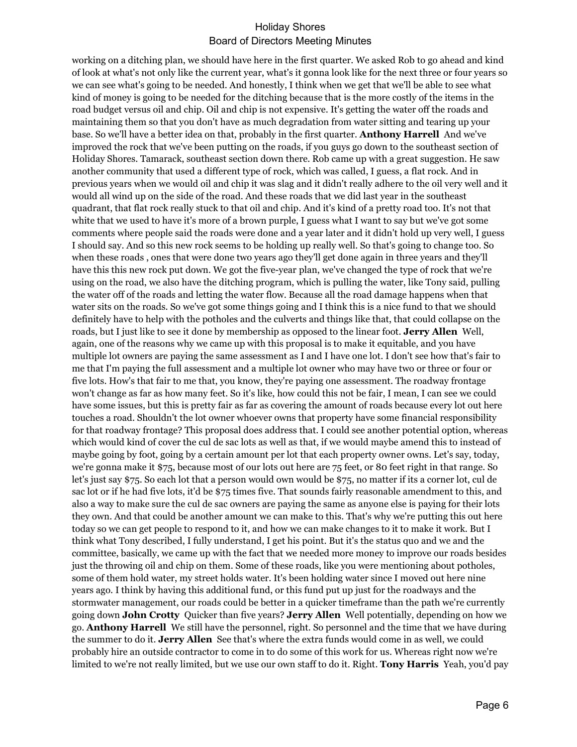working on a ditching plan, we should have here in the first quarter. We asked Rob to go ahead and kind of look at what's not only like the current year, what's it gonna look like for the next three or four years so we can see what's going to be needed. And honestly, I think when we get that we'll be able to see what kind of money is going to be needed for the ditching because that is the more costly of the items in the road budget versus oil and chip. Oil and chip is not expensive. It's getting the water off the roads and maintaining them so that you don't have as much degradation from water sitting and tearing up your base. So we'll have a better idea on that, probably in the first quarter. **Anthony Harrell** And we've improved the rock that we've been putting on the roads, if you guys go down to the southeast section of Holiday Shores. Tamarack, southeast section down there. Rob came up with a great suggestion. He saw another community that used a different type of rock, which was called, I guess, a flat rock. And in previous years when we would oil and chip it was slag and it didn't really adhere to the oil very well and it would all wind up on the side of the road. And these roads that we did last year in the southeast quadrant, that flat rock really stuck to that oil and chip. And it's kind of a pretty road too. It's not that white that we used to have it's more of a brown purple, I guess what I want to say but we've got some comments where people said the roads were done and a year later and it didn't hold up very well, I guess I should say. And so this new rock seems to be holding up really well. So that's going to change too. So when these roads , ones that were done two years ago they'll get done again in three years and they'll have this this new rock put down. We got the five-year plan, we've changed the type of rock that we're using on the road, we also have the ditching program, which is pulling the water, like Tony said, pulling the water off of the roads and letting the water flow. Because all the road damage happens when that water sits on the roads. So we've got some things going and I think this is a nice fund to that we should definitely have to help with the potholes and the culverts and things like that, that could collapse on the roads, but I just like to see it done by membership as opposed to the linear foot. **Jerry Allen** Well, again, one of the reasons why we came up with this proposal is to make it equitable, and you have multiple lot owners are paying the same assessment as I and I have one lot. I don't see how that's fair to me that I'm paying the full assessment and a multiple lot owner who may have two or three or four or five lots. How's that fair to me that, you know, they're paying one assessment. The roadway frontage won't change as far as how many feet. So it's like, how could this not be fair, I mean, I can see we could have some issues, but this is pretty fair as far as covering the amount of roads because every lot out here touches a road. Shouldn't the lot owner whoever owns that property have some financial responsibility for that roadway frontage? This proposal does address that. I could see another potential option, whereas which would kind of cover the cul de sac lots as well as that, if we would maybe amend this to instead of maybe going by foot, going by a certain amount per lot that each property owner owns. Let's say, today, we're gonna make it $75, because most of our lots out here are 75 feet, or 80 feet right in that range. So let's just say $75. So each lot that a person would own would be $75, no matter if its a corner lot, cul de sac lot or if he had five lots, it'd be $75 times five. That sounds fairly reasonable amendment to this, and also a way to make sure the cul de sac owners are paying the same as anyone else is paying for their lots they own. And that could be another amount we can make to this. That's why we're putting this out here today so we can get people to respond to it, and how we can make changes to it to make it work. But I think what Tony described, I fully understand, I get his point. But it's the status quo and we and the committee, basically, we came up with the fact that we needed more money to improve our roads besides just the throwing oil and chip on them. Some of these roads, like you were mentioning about potholes, some of them hold water, my street holds water. It's been holding water since I moved out here nine years ago. I think by having this additional fund, or this fund put up just for the roadways and the stormwater management, our roads could be better in a quicker timeframe than the path we're currently going down **John Crotty** Quicker than five years? **Jerry Allen** Well potentially, depending on how we go. **Anthony Harrell** We still have the personnel, right. So personnel and the time that we have during the summer to do it. **Jerry Allen** See that's where the extra funds would come in as well, we could probably hire an outside contractor to come in to do some of this work for us. Whereas right now we're limited to we're not really limited, but we use our own staff to do it. Right. **Tony Harris** Yeah, you'd pay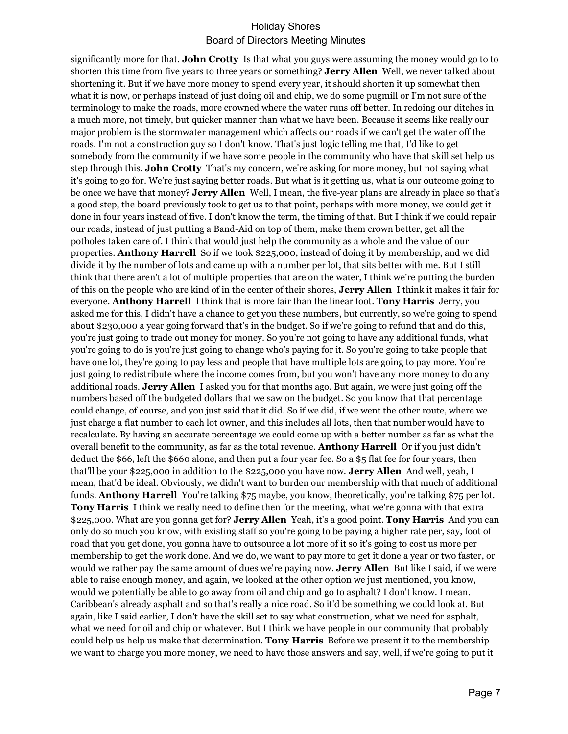significantly more for that. **John Crotty** Is that what you guys were assuming the money would go to to shorten this time from five years to three years or something? **Jerry Allen** Well, we never talked about shortening it. But if we have more money to spend every year, it should shorten it up somewhat then what it is now, or perhaps instead of just doing oil and chip, we do some pugmill or I'm not sure of the terminology to make the roads, more crowned where the water runs off better. In redoing our ditches in a much more, not timely, but quicker manner than what we have been. Because it seems like really our major problem is the stormwater management which affects our roads if we can't get the water off the roads. I'm not a construction guy so I don't know. That's just logic telling me that, I'd like to get somebody from the community if we have some people in the community who have that skill set help us step through this. **John Crotty** That's my concern, we're asking for more money, but not saying what it's going to go for. We're just saying better roads. But what is it getting us, what is our outcome going to be once we have that money? **Jerry Allen** Well, I mean, the five-year plans are already in place so that's a good step, the board previously took to get us to that point, perhaps with more money, we could get it done in four years instead of five. I don't know the term, the timing of that. But I think if we could repair our roads, instead of just putting a Band-Aid on top of them, make them crown better, get all the potholes taken care of. I think that would just help the community as a whole and the value of our properties. **Anthony Harrell** So if we took $225,000, instead of doing it by membership, and we did divide it by the number of lots and came up with a number per lot, that sits better with me. But I still think that there aren't a lot of multiple properties that are on the water, I think we're putting the burden of this on the people who are kind of in the center of their shores, **Jerry Allen** I think it makes it fair for everyone. **Anthony Harrell** I think that is more fair than the linear foot. **Tony Harris** Jerry, you asked me for this, I didn't have a chance to get you these numbers, but currently, so we're going to spend about $230,000 a year going forward that's in the budget. So if we're going to refund that and do this, you're just going to trade out money for money. So you're not going to have any additional funds, what you're going to do is you're just going to change who's paying for it. So you're going to take people that have one lot, they're going to pay less and people that have multiple lots are going to pay more. You're just going to redistribute where the income comes from, but you won't have any more money to do any additional roads. **Jerry Allen** I asked you for that months ago. But again, we were just going off the numbers based off the budgeted dollars that we saw on the budget. So you know that that percentage could change, of course, and you just said that it did. So if we did, if we went the other route, where we just charge a flat number to each lot owner, and this includes all lots, then that number would have to recalculate. By having an accurate percentage we could come up with a better number as far as what the overall benefit to the community, as far as the total revenue. **Anthony Harrell** Or if you just didn't deduct the $66, left the $660 alone, and then put a four year fee. So a $5 flat fee for four years, then that'll be your $225,000 in addition to the $225,000 you have now. **Jerry Allen** And well, yeah, I mean, that'd be ideal. Obviously, we didn't want to burden our membership with that much of additional funds. **Anthony Harrell** You're talking $75 maybe, you know, theoretically, you're talking $75 per lot. **Tony Harris** I think we really need to define then for the meeting, what we're gonna with that extra $225,000. What are you gonna get for? **Jerry Allen** Yeah, it's a good point. **Tony Harris** And you can only do so much you know, with existing staff so you're going to be paying a higher rate per, say, foot of road that you get done, you gonna have to outsource a lot more of it so it's going to cost us more per membership to get the work done. And we do, we want to pay more to get it done a year or two faster, or would we rather pay the same amount of dues we're paying now. **Jerry Allen** But like I said, if we were able to raise enough money, and again, we looked at the other option we just mentioned, you know, would we potentially be able to go away from oil and chip and go to asphalt? I don't know. I mean, Caribbean's already asphalt and so that's really a nice road. So it'd be something we could look at. But again, like I said earlier, I don't have the skill set to say what construction, what we need for asphalt, what we need for oil and chip or whatever. But I think we have people in our community that probably could help us help us make that determination. **Tony Harris** Before we present it to the membership we want to charge you more money, we need to have those answers and say, well, if we're going to put it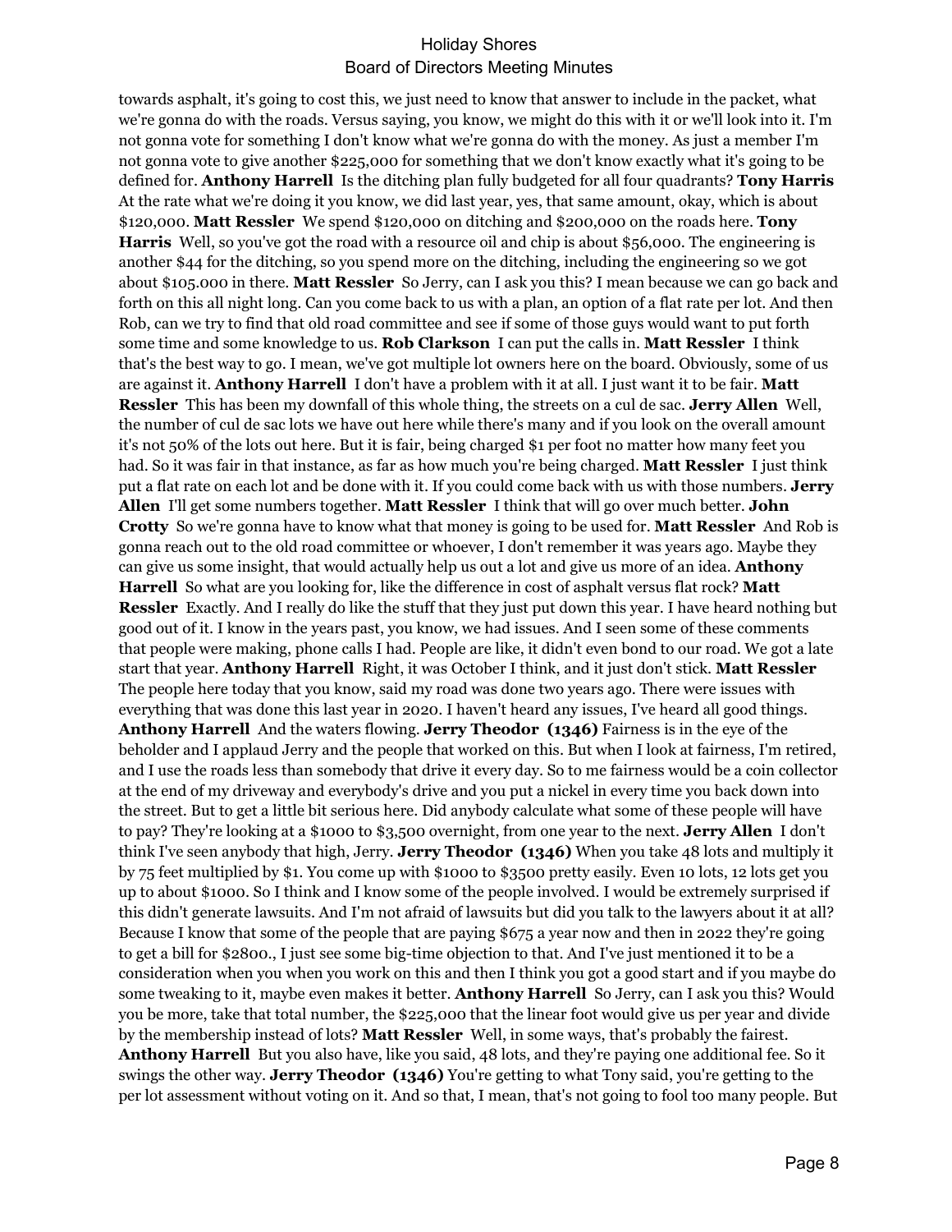towards asphalt, it's going to cost this, we just need to know that answer to include in the packet, what we're gonna do with the roads. Versus saying, you know, we might do this with it or we'll look into it. I'm not gonna vote for something I don't know what we're gonna do with the money. As just a member I'm not gonna vote to give another $225,000 for something that we don't know exactly what it's going to be defined for. **Anthony Harrell** Is the ditching plan fully budgeted for all four quadrants? **Tony Harris** At the rate what we're doing it you know, we did last year, yes, that same amount, okay, which is about $120,000. **Matt Ressler** We spend $120,000 on ditching and $200,000 on the roads here. **Tony Harris** Well, so you've got the road with a resource oil and chip is about $56,000. The engineering is another $44 for the ditching, so you spend more on the ditching, including the engineering so we got about $105.000 in there. **Matt Ressler** So Jerry, can I ask you this? I mean because we can go back and forth on this all night long. Can you come back to us with a plan, an option of a flat rate per lot. And then Rob, can we try to find that old road committee and see if some of those guys would want to put forth some time and some knowledge to us. **Rob Clarkson** I can put the calls in. **Matt Ressler** I think that's the best way to go. I mean, we've got multiple lot owners here on the board. Obviously, some of us are against it. **Anthony Harrell** I don't have a problem with it at all. I just want it to be fair. **Matt Ressler** This has been my downfall of this whole thing, the streets on a cul de sac. **Jerry Allen** Well, the number of cul de sac lots we have out here while there's many and if you look on the overall amount it's not 50% of the lots out here. But it is fair, being charged $1 per foot no matter how many feet you had. So it was fair in that instance, as far as how much you're being charged. **Matt Ressler** I just think put a flat rate on each lot and be done with it. If you could come back with us with those numbers. **Jerry Allen** I'll get some numbers together. **Matt Ressler** I think that will go over much better. **John Crotty** So we're gonna have to know what that money is going to be used for. **Matt Ressler** And Rob is gonna reach out to the old road committee or whoever, I don't remember it was years ago. Maybe they can give us some insight, that would actually help us out a lot and give us more of an idea. **Anthony Harrell** So what are you looking for, like the difference in cost of asphalt versus flat rock? **Matt Ressler** Exactly. And I really do like the stuff that they just put down this year. I have heard nothing but good out of it. I know in the years past, you know, we had issues. And I seen some of these comments that people were making, phone calls I had. People are like, it didn't even bond to our road. We got a late start that year. **Anthony Harrell** Right, it was October I think, and it just don't stick. **Matt Ressler** The people here today that you know, said my road was done two years ago. There were issues with everything that was done this last year in 2020. I haven't heard any issues, I've heard all good things. **Anthony Harrell** And the waters flowing. **Jerry Theodor (1346)** Fairness is in the eye of the beholder and I applaud Jerry and the people that worked on this. But when I look at fairness, I'm retired, and I use the roads less than somebody that drive it every day. So to me fairness would be a coin collector at the end of my driveway and everybody's drive and you put a nickel in every time you back down into the street. But to get a little bit serious here. Did anybody calculate what some of these people will have to pay? They're looking at a $1000 to $3,500 overnight, from one year to the next. **Jerry Allen** I don't think I've seen anybody that high, Jerry. **Jerry Theodor (1346)** When you take 48 lots and multiply it by 75 feet multiplied by $1. You come up with $1000 to $3500 pretty easily. Even 10 lots, 12 lots get you up to about $1000. So I think and I know some of the people involved. I would be extremely surprised if this didn't generate lawsuits. And I'm not afraid of lawsuits but did you talk to the lawyers about it at all? Because I know that some of the people that are paying $675 a year now and then in 2022 they're going to get a bill for $2800., I just see some big-time objection to that. And I've just mentioned it to be a consideration when you when you work on this and then I think you got a good start and if you maybe do some tweaking to it, maybe even makes it better. **Anthony Harrell** So Jerry, can I ask you this? Would you be more, take that total number, the $225,000 that the linear foot would give us per year and divide by the membership instead of lots? **Matt Ressler** Well, in some ways, that's probably the fairest. **Anthony Harrell** But you also have, like you said, 48 lots, and they're paying one additional fee. So it swings the other way. **Jerry Theodor (1346)** You're getting to what Tony said, you're getting to the per lot assessment without voting on it. And so that, I mean, that's not going to fool too many people. But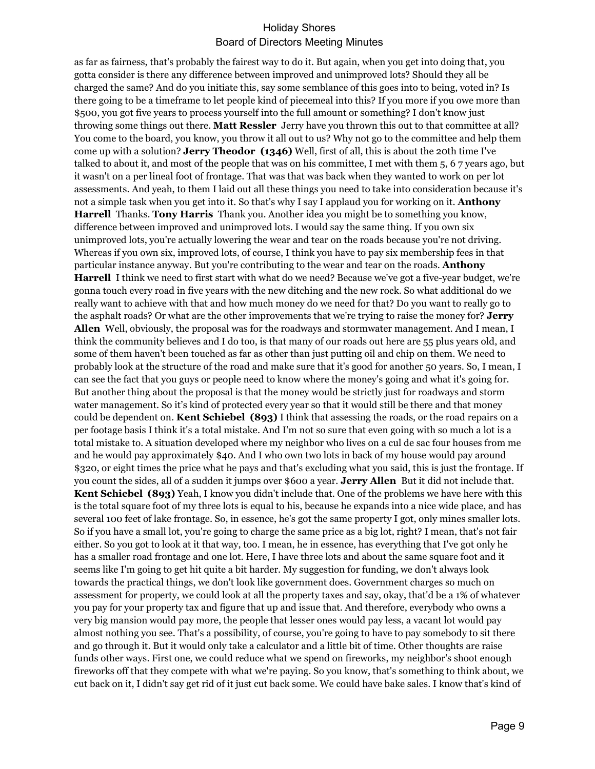as far as fairness, that's probably the fairest way to do it. But again, when you get into doing that, you gotta consider is there any difference between improved and unimproved lots? Should they all be charged the same? And do you initiate this, say some semblance of this goes into to being, voted in? Is there going to be a timeframe to let people kind of piecemeal into this? If you more if you owe more than $500, you got five years to process yourself into the full amount or something? I don't know just throwing some things out there. **Matt Ressler** Jerry have you thrown this out to that committee at all? You come to the board, you know, you throw it all out to us? Why not go to the committee and help them come up with a solution? **Jerry Theodor (1346)** Well, first of all, this is about the 20th time I've talked to about it, and most of the people that was on his committee, I met with them 5, 6 7 years ago, but it wasn't on a per lineal foot of frontage. That was that was back when they wanted to work on per lot assessments. And yeah, to them I laid out all these things you need to take into consideration because it's not a simple task when you get into it. So that's why I say I applaud you for working on it. **Anthony Harrell** Thanks. **Tony Harris** Thank you. Another idea you might be to something you know, difference between improved and unimproved lots. I would say the same thing. If you own six unimproved lots, you're actually lowering the wear and tear on the roads because you're not driving. Whereas if you own six, improved lots, of course, I think you have to pay six membership fees in that particular instance anyway. But you're contributing to the wear and tear on the roads. **Anthony Harrell** I think we need to first start with what do we need? Because we've got a five-year budget, we're gonna touch every road in five years with the new ditching and the new rock. So what additional do we really want to achieve with that and how much money do we need for that? Do you want to really go to the asphalt roads? Or what are the other improvements that we're trying to raise the money for? **Jerry Allen** Well, obviously, the proposal was for the roadways and stormwater management. And I mean, I think the community believes and I do too, is that many of our roads out here are 55 plus years old, and some of them haven't been touched as far as other than just putting oil and chip on them. We need to probably look at the structure of the road and make sure that it's good for another 50 years. So, I mean, I can see the fact that you guys or people need to know where the money's going and what it's going for. But another thing about the proposal is that the money would be strictly just for roadways and storm water management. So it's kind of protected every year so that it would still be there and that money could be dependent on. **Kent Schiebel (893)** I think that assessing the roads, or the road repairs on a per footage basis I think it's a total mistake. And I'm not so sure that even going with so much a lot is a total mistake to. A situation developed where my neighbor who lives on a cul de sac four houses from me and he would pay approximately $40. And I who own two lots in back of my house would pay around $320, or eight times the price what he pays and that's excluding what you said, this is just the frontage. If you count the sides, all of a sudden it jumps over $600 a year. **Jerry Allen** But it did not include that. **Kent Schiebel (893)** Yeah, I know you didn't include that. One of the problems we have here with this is the total square foot of my three lots is equal to his, because he expands into a nice wide place, and has several 100 feet of lake frontage. So, in essence, he's got the same property I got, only mines smaller lots. So if you have a small lot, you're going to charge the same price as a big lot, right? I mean, that's not fair either. So you got to look at it that way, too. I mean, he in essence, has everything that I've got only he has a smaller road frontage and one lot. Here, I have three lots and about the same square foot and it seems like I'm going to get hit quite a bit harder. My suggestion for funding, we don't always look towards the practical things, we don't look like government does. Government charges so much on assessment for property, we could look at all the property taxes and say, okay, that'd be a 1% of whatever you pay for your property tax and figure that up and issue that. And therefore, everybody who owns a very big mansion would pay more, the people that lesser ones would pay less, a vacant lot would pay almost nothing you see. That's a possibility, of course, you're going to have to pay somebody to sit there and go through it. But it would only take a calculator and a little bit of time. Other thoughts are raise funds other ways. First one, we could reduce what we spend on fireworks, my neighbor's shoot enough fireworks off that they compete with what we're paying. So you know, that's something to think about, we cut back on it, I didn't say get rid of it just cut back some. We could have bake sales. I know that's kind of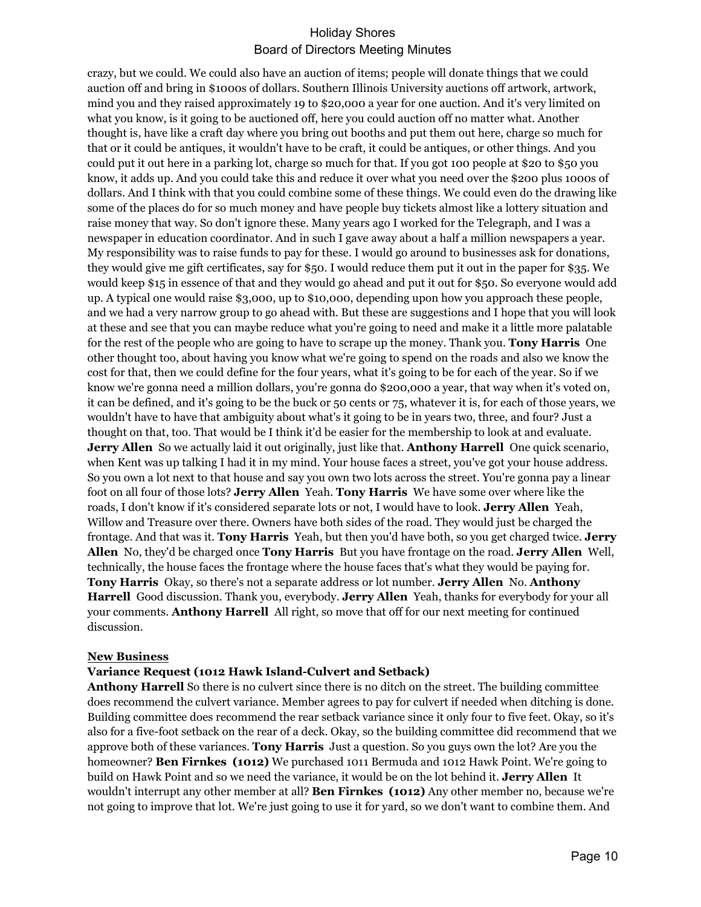crazy, but we could. We could also have an auction of items; people will donate things that we could auction off and bring in $1000s of dollars. Southern Illinois University auctions off artwork, artwork, mind you and they raised approximately 19 to $20,000 a year for one auction. And it's very limited on what you know, is it going to be auctioned off, here you could auction off no matter what. Another thought is, have like a craft day where you bring out booths and put them out here, charge so much for that or it could be antiques, it wouldn't have to be craft, it could be antiques, or other things. And you could put it out here in a parking lot, charge so much for that. If you got 100 people at $20 to $50 you know, it adds up. And you could take this and reduce it over what you need over the $200 plus 1000s of dollars. And I think with that you could combine some of these things. We could even do the drawing like some of the places do for so much money and have people buy tickets almost like a lottery situation and raise money that way. So don't ignore these. Many years ago I worked for the Telegraph, and I was a newspaper in education coordinator. And in such I gave away about a half a million newspapers a year. My responsibility was to raise funds to pay for these. I would go around to businesses ask for donations, they would give me gift certificates, say for $50. I would reduce them put it out in the paper for $35. We would keep $15 in essence of that and they would go ahead and put it out for $50. So everyone would add up. A typical one would raise $3,000, up to $10,000, depending upon how you approach these people, and we had a very narrow group to go ahead with. But these are suggestions and I hope that you will look at these and see that you can maybe reduce what you're going to need and make it a little more palatable for the rest of the people who are going to have to scrape up the money. Thank you. **Tony Harris** One other thought too, about having you know what we're going to spend on the roads and also we know the cost for that, then we could define for the four years, what it's going to be for each of the year. So if we know we're gonna need a million dollars, you're gonna do $200,000 a year, that way when it's voted on, it can be defined, and it's going to be the buck or 50 cents or 75, whatever it is, for each of those years, we wouldn't have to have that ambiguity about what's it going to be in years two, three, and four? Just a thought on that, too. That would be I think it'd be easier for the membership to look at and evaluate. **Jerry Allen** So we actually laid it out originally, just like that. **Anthony Harrell** One quick scenario, when Kent was up talking I had it in my mind. Your house faces a street, you've got your house address. So you own a lot next to that house and say you own two lots across the street. You're gonna pay a linear foot on all four of those lots? **Jerry Allen** Yeah. **Tony Harris** We have some over where like the roads, I don't know if it's considered separate lots or not, I would have to look. **Jerry Allen** Yeah, Willow and Treasure over there. Owners have both sides of the road. They would just be charged the frontage. And that was it. **Tony Harris** Yeah, but then you'd have both, so you get charged twice. **Jerry Allen** No, they'd be charged once **Tony Harris** But you have frontage on the road. **Jerry Allen** Well, technically, the house faces the frontage where the house faces that's what they would be paying for. **Tony Harris** Okay, so there's not a separate address or lot number. **Jerry Allen** No. **Anthony Harrell** Good discussion. Thank you, everybody. **Jerry Allen** Yeah, thanks for everybody for your all your comments. **Anthony Harrell** All right, so move that off for our next meeting for continued discussion.

## New Business

### Variance Request (1012 Hawk Island-Culvert and Setback)

**Anthony Harrell** So there is no culvert since there is no ditch on the street. The building committee does recommend the culvert variance. Member agrees to pay for culvert if needed when ditching is done. Building committee does recommend the rear setback variance since it only four to five feet. Okay, so it's also for a five-foot setback on the rear of a deck. Okay, so the building committee did recommend that we approve both of these variances. **Tony Harris** Just a question. So you guys own the lot? Are you the homeowner? **Ben Firnkes (1012)** We purchased 1011 Bermuda and 1012 Hawk Point. We're going to build on Hawk Point and so we need the variance, it would be on the lot behind it. **Jerry Allen** It wouldn't interrupt any other member at all? **Ben Firnkes (1012)** Any other member no, because we're not going to improve that lot. We're just going to use it for yard, so we don't want to combine them. And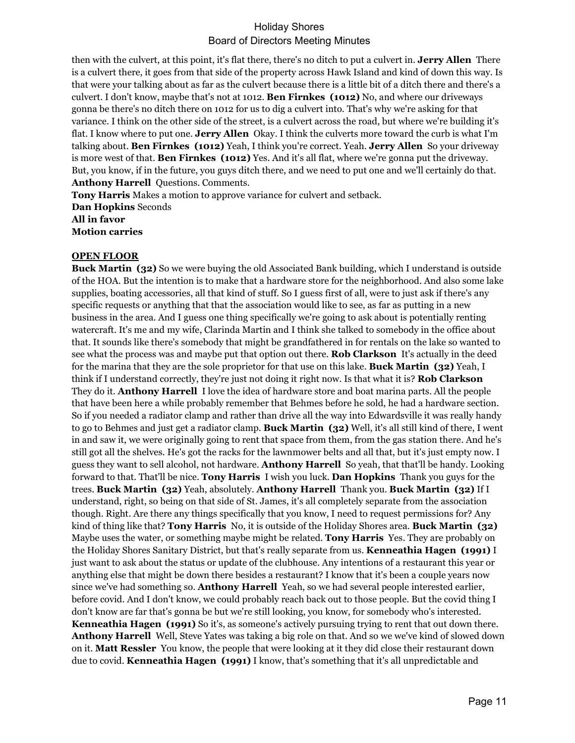then with the culvert, at this point, it's flat there, there's no ditch to put a culvert in. **Jerry Allen** There is a culvert there, it goes from that side of the property across Hawk Island and kind of down this way. Is that were your talking about as far as the culvert because there is a little bit of a ditch there and there's a culvert. I don't know, maybe that's not at 1012. **Ben Firnkes (1012)** No, and where our driveways gonna be there's no ditch there on 1012 for us to dig a culvert into. That's why we're asking for that variance. I think on the other side of the street, is a culvert across the road, but where we're building it's flat. I know where to put one. **Jerry Allen** Okay. I think the culverts more toward the curb is what I'm talking about. **Ben Firnkes (1012)** Yeah, I think you're correct. Yeah. **Jerry Allen** So your driveway is more west of that. **Ben Firnkes (1012)** Yes. And it's all flat, where we're gonna put the driveway. But, you know, if in the future, you guys ditch there, and we need to put one and we'll certainly do that.
**Anthony Harrell** Questions. Comments.

**Tony Harris** Makes a motion to approve variance for culvert and setback.
**Dan Hopkins** Seconds
**All in favor**
**Motion carries**

**OPEN FLOOR**

**Buck Martin (32)** So we were buying the old Associated Bank building, which I understand is outside of the HOA. But the intention is to make that a hardware store for the neighborhood. And also some lake supplies, boating accessories, all that kind of stuff. So I guess first of all, were to just ask if there's any specific requests or anything that that the association would like to see, as far as putting in a new business in the area. And I guess one thing specifically we're going to ask about is potentially renting watercraft. It's me and my wife, Clarinda Martin and I think she talked to somebody in the office about that. It sounds like there's somebody that might be grandfathered in for rentals on the lake so wanted to see what the process was and maybe put that option out there. **Rob Clarkson** It's actually in the deed for the marina that they are the sole proprietor for that use on this lake. **Buck Martin (32)** Yeah, I think if I understand correctly, they're just not doing it right now. Is that what it is? **Rob Clarkson** They do it. **Anthony Harrell** I love the idea of hardware store and boat marina parts. All the people that have been here a while probably remember that Behmes before he sold, he had a hardware section. So if you needed a radiator clamp and rather than drive all the way into Edwardsville it was really handy to go to Behmes and just get a radiator clamp. **Buck Martin (32)** Well, it's all still kind of there, I went in and saw it, we were originally going to rent that space from them, from the gas station there. And he's still got all the shelves. He's got the racks for the lawnmower belts and all that, but it's just empty now. I guess they want to sell alcohol, not hardware. **Anthony Harrell** So yeah, that that'll be handy. Looking forward to that. That'll be nice. **Tony Harris** I wish you luck. **Dan Hopkins** Thank you guys for the trees. **Buck Martin (32)** Yeah, absolutely. **Anthony Harrell** Thank you. **Buck Martin (32)** If I understand, right, so being on that side of St. James, it's all completely separate from the association though. Right. Are there any things specifically that you know, I need to request permissions for? Any kind of thing like that? **Tony Harris** No, it is outside of the Holiday Shores area. **Buck Martin (32)** Maybe uses the water, or something maybe might be related. **Tony Harris** Yes. They are probably on the Holiday Shores Sanitary District, but that's really separate from us. **Kenneathia Hagen (1991)** I just want to ask about the status or update of the clubhouse. Any intentions of a restaurant this year or anything else that might be down there besides a restaurant? I know that it's been a couple years now since we've had something so. **Anthony Harrell** Yeah, so we had several people interested earlier, before covid. And I don't know, we could probably reach back out to those people. But the covid thing I don't know are far that's gonna be but we're still looking, you know, for somebody who's interested.
**Kenneathia Hagen (1991)** So it's, as someone's actively pursuing trying to rent that out down there.
**Anthony Harrell** Well, Steve Yates was taking a big role on that. And so we we've kind of slowed down on it. **Matt Ressler** You know, the people that were looking at it they did close their restaurant down due to covid. **Kenneathia Hagen (1991)** I know, that's something that it's all unpredictable and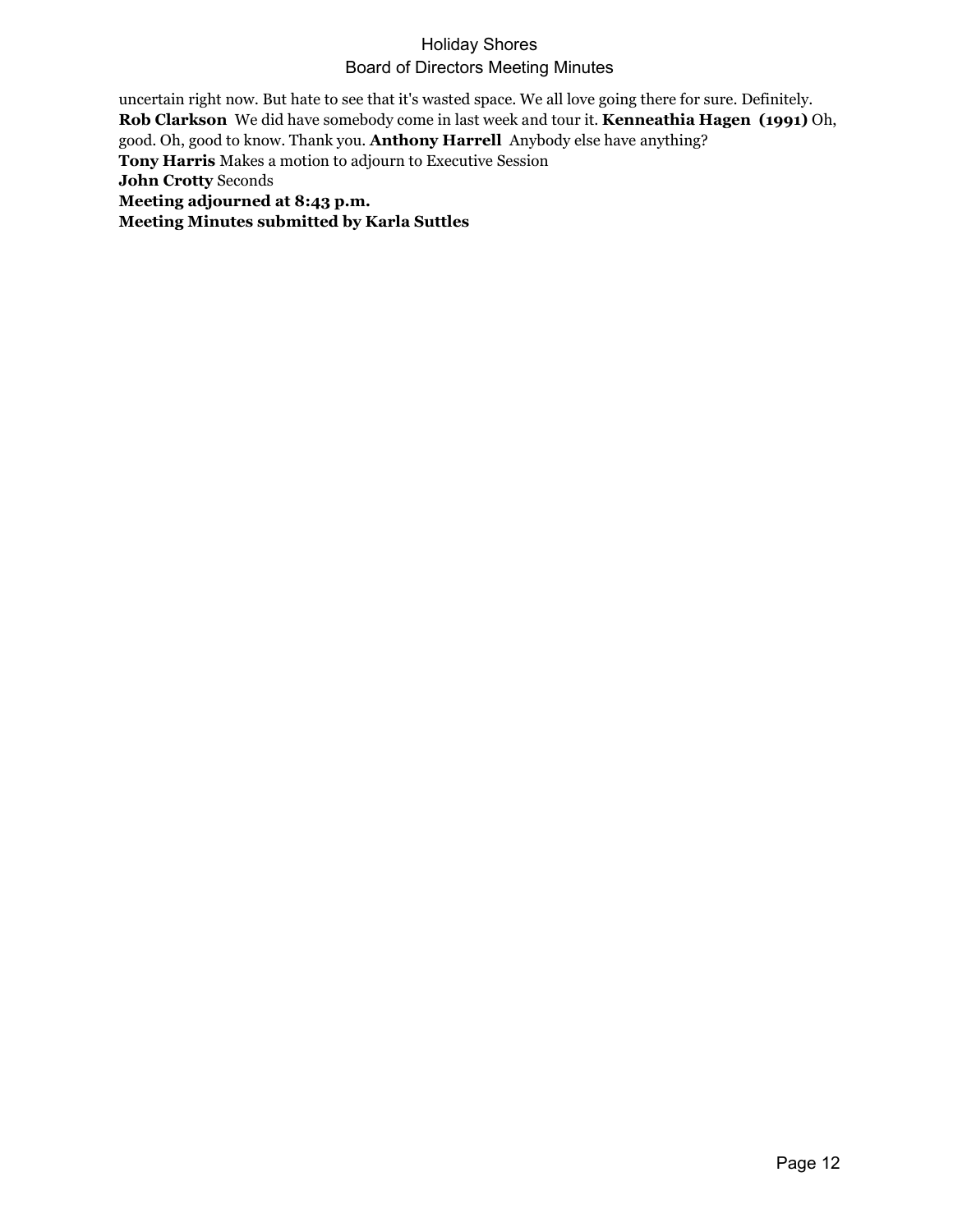uncertain right now. But hate to see that it's wasted space. We all love going there for sure. Definitely.
**Rob Clarkson** We did have somebody come in last week and tour it. **Kenneathia Hagen (1991)** Oh, good. Oh, good to know. Thank you. **Anthony Harrell** Anybody else have anything?
**Tony Harris** Makes a motion to adjourn to Executive Session
**John Crotty** Seconds
**Meeting adjourned at 8:43 p.m.**
**Meeting Minutes submitted by Karla Suttles**